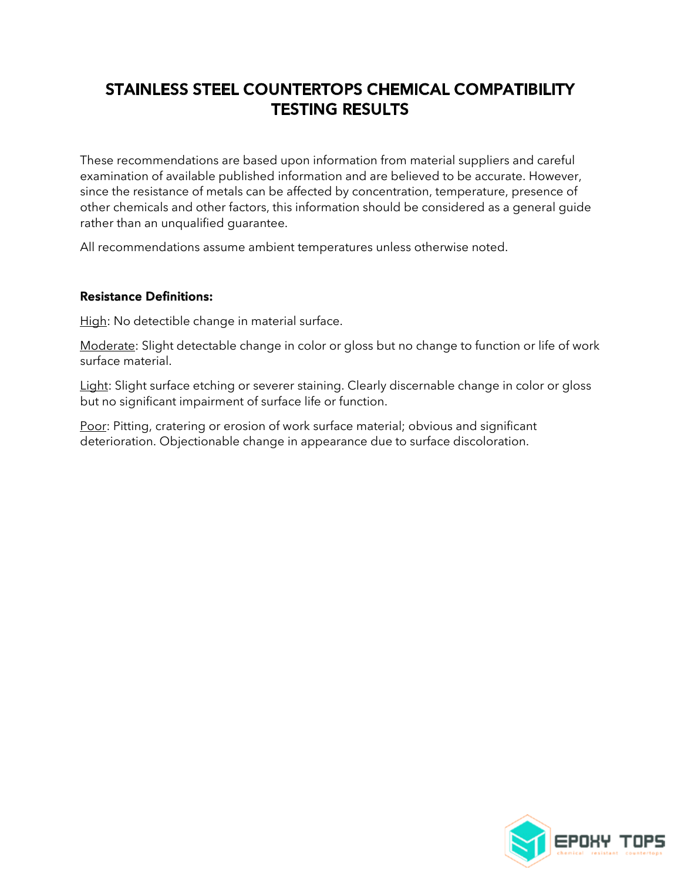# STAINLESS STEEL COUNTERTOPS CHEMICAL COMPATIBILITY TESTING RESULTS

These recommendations are based upon information from material suppliers and careful examination of available published information and are believed to be accurate. However, since the resistance of metals can be affected by concentration, temperature, presence of other chemicals and other factors, this information should be considered as a general guide rather than an unqualified guarantee.

All recommendations assume ambient temperatures unless otherwise noted.

**Resistance Definitions:**

High: No detectible change in material surface.

Moderate: Slight detectable change in color or gloss but no change to function or life of work surface material.

Light: Slight surface etching or severer staining. Clearly discernable change in color or gloss but no significant impairment of surface life or function.

Poor: Pitting, cratering or erosion of work surface material; obvious and significant deterioration. Objectionable change in appearance due to surface discoloration.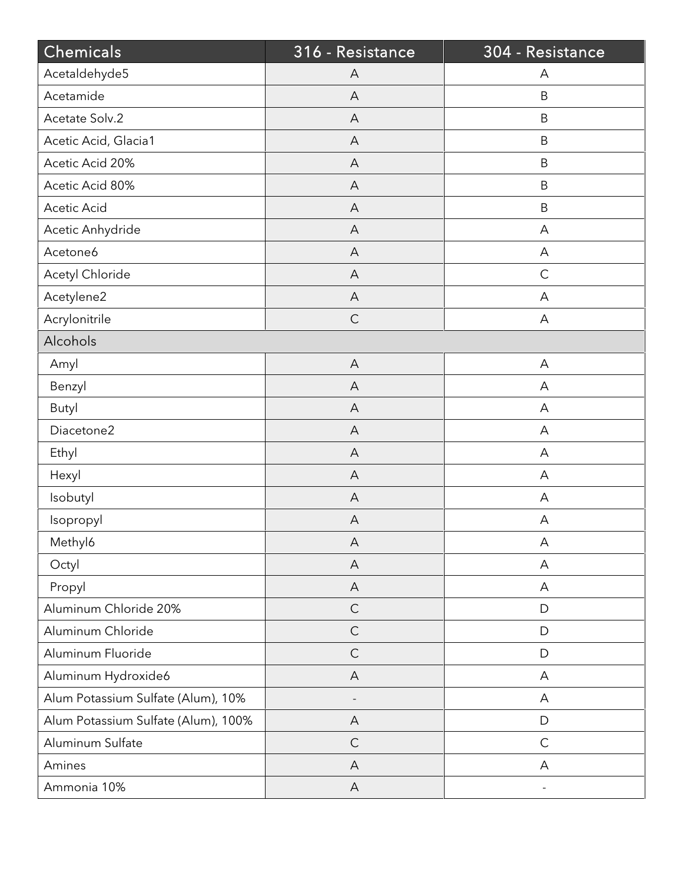| Chemicals | 316 - Resistance | 304 - Resistance |
| --- | --- | --- |
| Acetaldehyde5 | A | A |
| Acetamide | A | B |
| Acetate Solv.2 | A | B |
| Acetic Acid, Glacia1 | A | B |
| Acetic Acid 20% | A | B |
| Acetic Acid 80% | A | B |
| Acetic Acid | A | B |
| Acetic Anhydride | A | A |
| Acetone6 | A | A |
| Acetyl Chloride | A | C |
| Acetylene2 | A | A |
| Acrylonitrile | C | A |
| Alcohols | | |
| Amyl | A | A |
| Benzyl | A | A |
| Butyl | A | A |
| Diacetone2 | A | A |
| Ethyl | A | A |
| Hexyl | A | A |
| Isobutyl | A | A |
| Isopropyl | A | A |
| Methyl6 | A | A |
| Octyl | A | A |
| Propyl | A | A |
| Aluminum Chloride 20% | C | D |
| Aluminum Chloride | C | D |
| Aluminum Fluoride | C | D |
| Aluminum Hydroxide6 | A | A |
| Alum Potassium Sulfate (Alum), 10% | - | A |
| Alum Potassium Sulfate (Alum), 100% | A | D |
| Aluminum Sulfate | C | C |
| Amines | A | A |
| Ammonia 10% | A | - |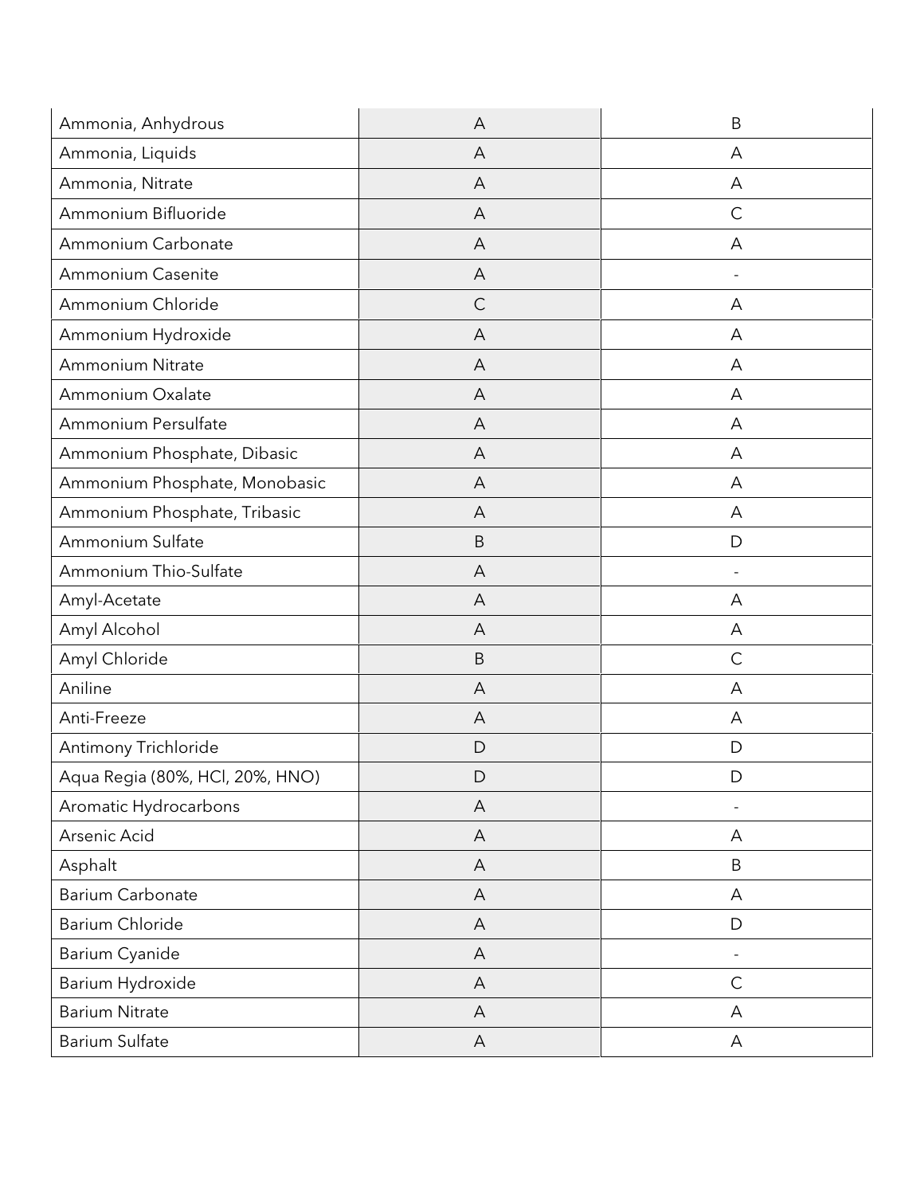| | | |
|---|---|---|
| Ammonia, Anhydrous | A | B |
| Ammonia, Liquids | A | A |
| Ammonia, Nitrate | A | A |
| Ammonium Bifluoride | A | C |
| Ammonium Carbonate | A | A |
| Ammonium Casenite | A | - |
| Ammonium Chloride | C | A |
| Ammonium Hydroxide | A | A |
| Ammonium Nitrate | A | A |
| Ammonium Oxalate | A | A |
| Ammonium Persulfate | A | A |
| Ammonium Phosphate, Dibasic | A | A |
| Ammonium Phosphate, Monobasic | A | A |
| Ammonium Phosphate, Tribasic | A | A |
| Ammonium Sulfate | B | D |
| Ammonium Thio-Sulfate | A | - |
| Amyl-Acetate | A | A |
| Amyl Alcohol | A | A |
| Amyl Chloride | B | C |
| Aniline | A | A |
| Anti-Freeze | A | A |
| Antimony Trichloride | D | D |
| Aqua Regia (80%, HCl, 20%, HNO) | D | D |
| Aromatic Hydrocarbons | A | - |
| Arsenic Acid | A | A |
| Asphalt | A | B |
| Barium Carbonate | A | A |
| Barium Chloride | A | D |
| Barium Cyanide | A | - |
| Barium Hydroxide | A | C |
| Barium Nitrate | A | A |
| Barium Sulfate | A | A |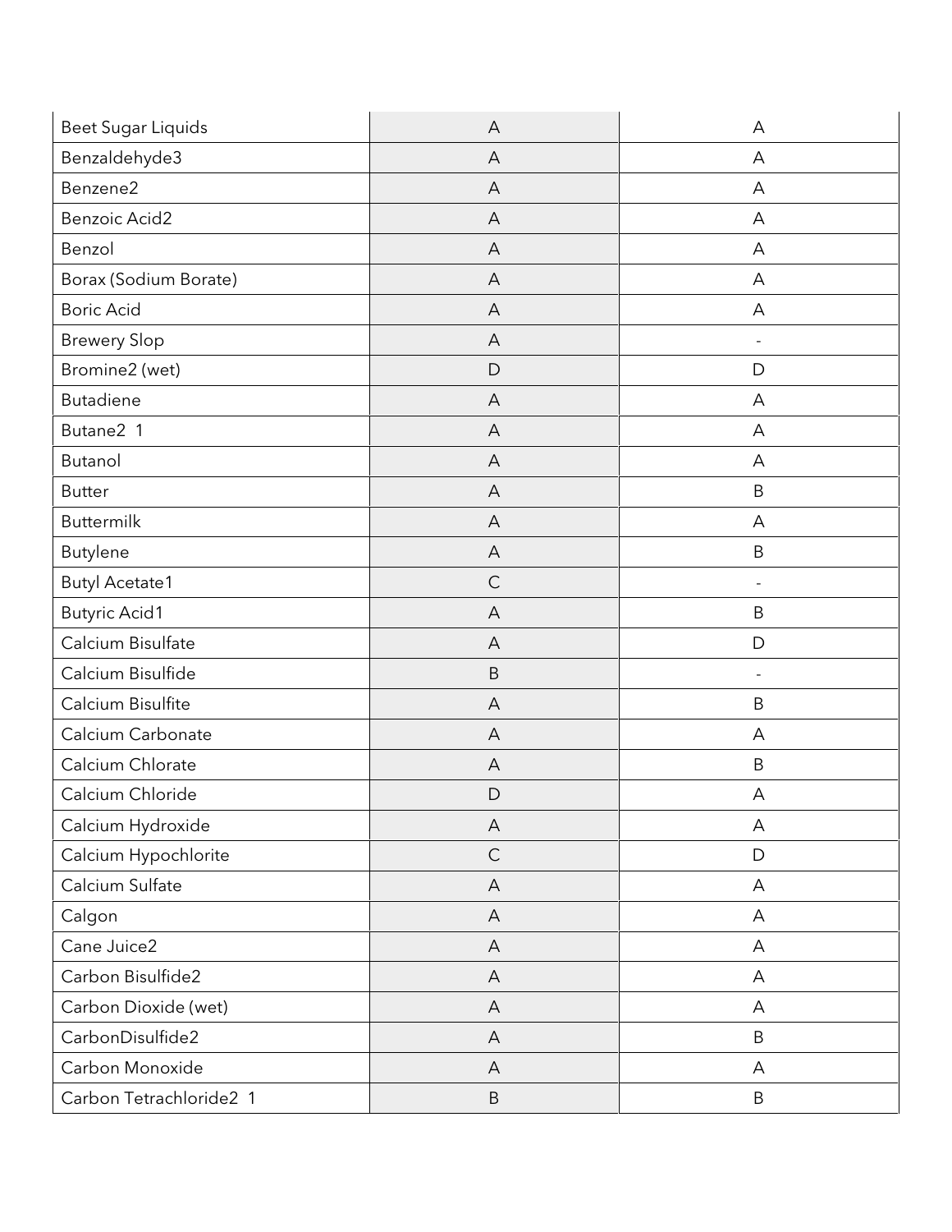| | | |
|---|---|---|
| Beet Sugar Liquids | A | A |
| Benzaldehyde3 | A | A |
| Benzene2 | A | A |
| Benzoic Acid2 | A | A |
| Benzol | A | A |
| Borax (Sodium Borate) | A | A |
| Boric Acid | A | A |
| Brewery Slop | A | - |
| Bromine2 (wet) | D | D |
| Butadiene | A | A |
| Butane2 1 | A | A |
| Butanol | A | A |
| Butter | A | B |
| Buttermilk | A | A |
| Butylene | A | B |
| Butyl Acetate1 | C | - |
| Butyric Acid1 | A | B |
| Calcium Bisulfate | A | D |
| Calcium Bisulfide | B | - |
| Calcium Bisulfite | A | B |
| Calcium Carbonate | A | A |
| Calcium Chlorate | A | B |
| Calcium Chloride | D | A |
| Calcium Hydroxide | A | A |
| Calcium Hypochlorite | C | D |
| Calcium Sulfate | A | A |
| Calgon | A | A |
| Cane Juice2 | A | A |
| Carbon Bisulfide2 | A | A |
| Carbon Dioxide (wet) | A | A |
| CarbonDisulfide2 | A | B |
| Carbon Monoxide | A | A |
| Carbon Tetrachloride2 1 | B | B |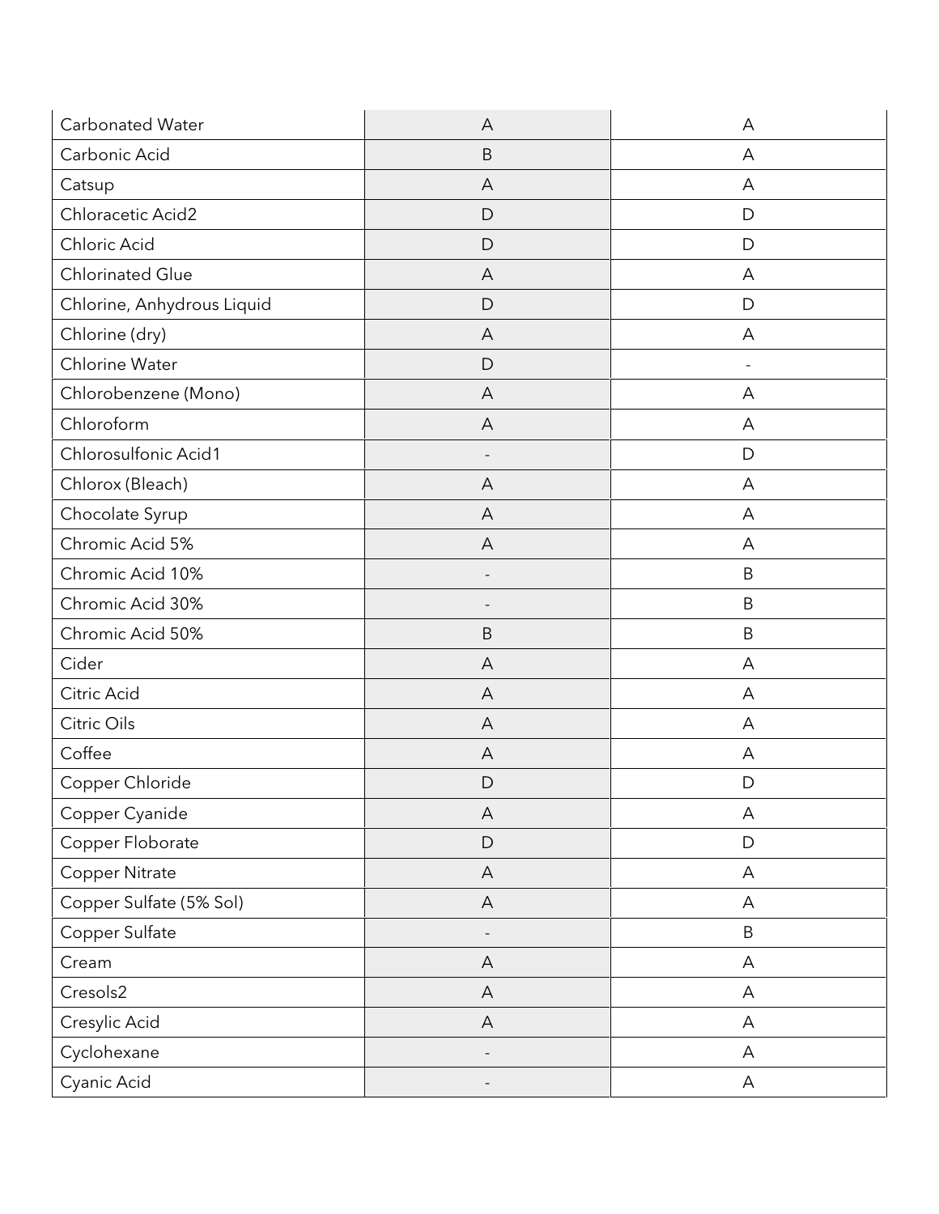| | | |
|---|---|---|
| Carbonated Water | A | A |
| Carbonic Acid | B | A |
| Catsup | A | A |
| Chloracetic Acid2 | D | D |
| Chloric Acid | D | D |
| Chlorinated Glue | A | A |
| Chlorine, Anhydrous Liquid | D | D |
| Chlorine (dry) | A | A |
| Chlorine Water | D | - |
| Chlorobenzene (Mono) | A | A |
| Chloroform | A | A |
| Chlorosulfonic Acid1 | - | D |
| Chlorox (Bleach) | A | A |
| Chocolate Syrup | A | A |
| Chromic Acid 5% | A | A |
| Chromic Acid 10% | - | B |
| Chromic Acid 30% | - | B |
| Chromic Acid 50% | B | B |
| Cider | A | A |
| Citric Acid | A | A |
| Citric Oils | A | A |
| Coffee | A | A |
| Copper Chloride | D | D |
| Copper Cyanide | A | A |
| Copper Floborate | D | D |
| Copper Nitrate | A | A |
| Copper Sulfate (5% Sol) | A | A |
| Copper Sulfate | - | B |
| Cream | A | A |
| Cresols2 | A | A |
| Cresylic Acid | A | A |
| Cyclohexane | - | A |
| Cyanic Acid | - | A |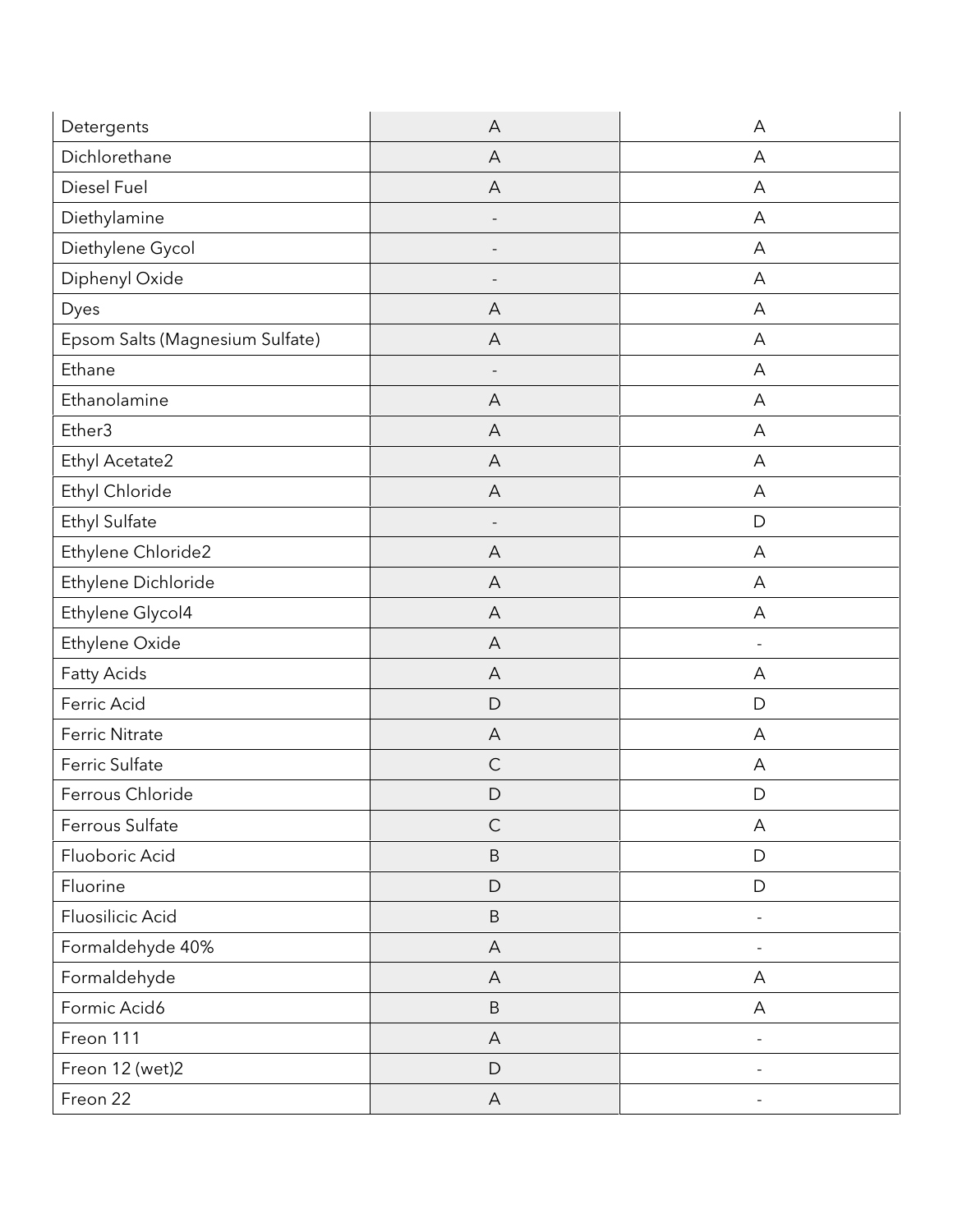| | | |
|---|---|---|
| Detergents | A | A |
| Dichlorethane | A | A |
| Diesel Fuel | A | A |
| Diethylamine | - | A |
| Diethylene Gycol | - | A |
| Diphenyl Oxide | - | A |
| Dyes | A | A |
| Epsom Salts (Magnesium Sulfate) | A | A |
| Ethane | - | A |
| Ethanolamine | A | A |
| Ether3 | A | A |
| Ethyl Acetate2 | A | A |
| Ethyl Chloride | A | A |
| Ethyl Sulfate | - | D |
| Ethylene Chloride2 | A | A |
| Ethylene Dichloride | A | A |
| Ethylene Glycol4 | A | A |
| Ethylene Oxide | A | - |
| Fatty Acids | A | A |
| Ferric Acid | D | D |
| Ferric Nitrate | A | A |
| Ferric Sulfate | C | A |
| Ferrous Chloride | D | D |
| Ferrous Sulfate | C | A |
| Fluoboric Acid | B | D |
| Fluorine | D | D |
| Fluosilicic Acid | B | - |
| Formaldehyde 40% | A | - |
| Formaldehyde | A | A |
| Formic Acid6 | B | A |
| Freon 111 | A | - |
| Freon 12 (wet)2 | D | - |
| Freon 22 | A | - |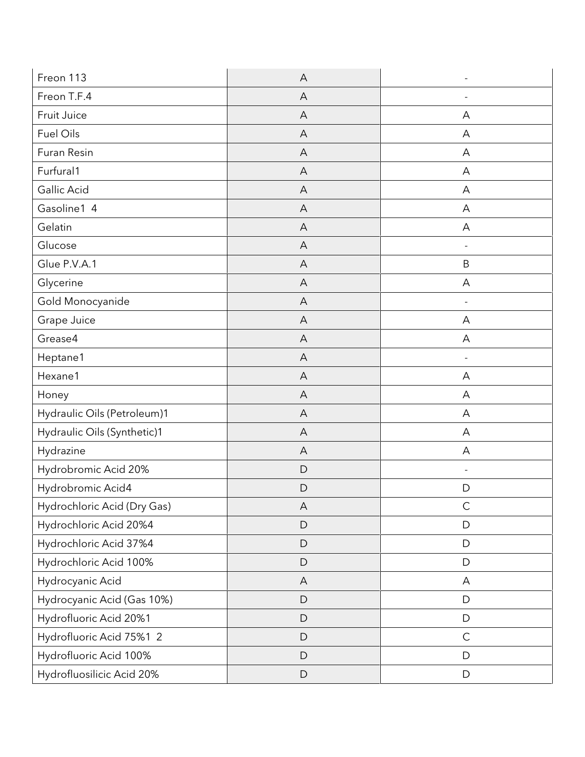| | | |
|---|---|---|
| Freon 113 | A | - |
| Freon T.F.4 | A | - |
| Fruit Juice | A | A |
| Fuel Oils | A | A |
| Furan Resin | A | A |
| Furfural1 | A | A |
| Gallic Acid | A | A |
| Gasoline1 4 | A | A |
| Gelatin | A | A |
| Glucose | A | - |
| Glue P.V.A.1 | A | B |
| Glycerine | A | A |
| Gold Monocyanide | A | - |
| Grape Juice | A | A |
| Grease4 | A | A |
| Heptane1 | A | - |
| Hexane1 | A | A |
| Honey | A | A |
| Hydraulic Oils (Petroleum)1 | A | A |
| Hydraulic Oils (Synthetic)1 | A | A |
| Hydrazine | A | A |
| Hydrobromic Acid 20% | D | - |
| Hydrobromic Acid4 | D | D |
| Hydrochloric Acid (Dry Gas) | A | C |
| Hydrochloric Acid 20%4 | D | D |
| Hydrochloric Acid 37%4 | D | D |
| Hydrochloric Acid 100% | D | D |
| Hydrocyanic Acid | A | A |
| Hydrocyanic Acid (Gas 10%) | D | D |
| Hydrofluoric Acid 20%1 | D | D |
| Hydrofluoric Acid 75%1 2 | D | C |
| Hydrofluoric Acid 100% | D | D |
| Hydrofluosilicic Acid 20% | D | D |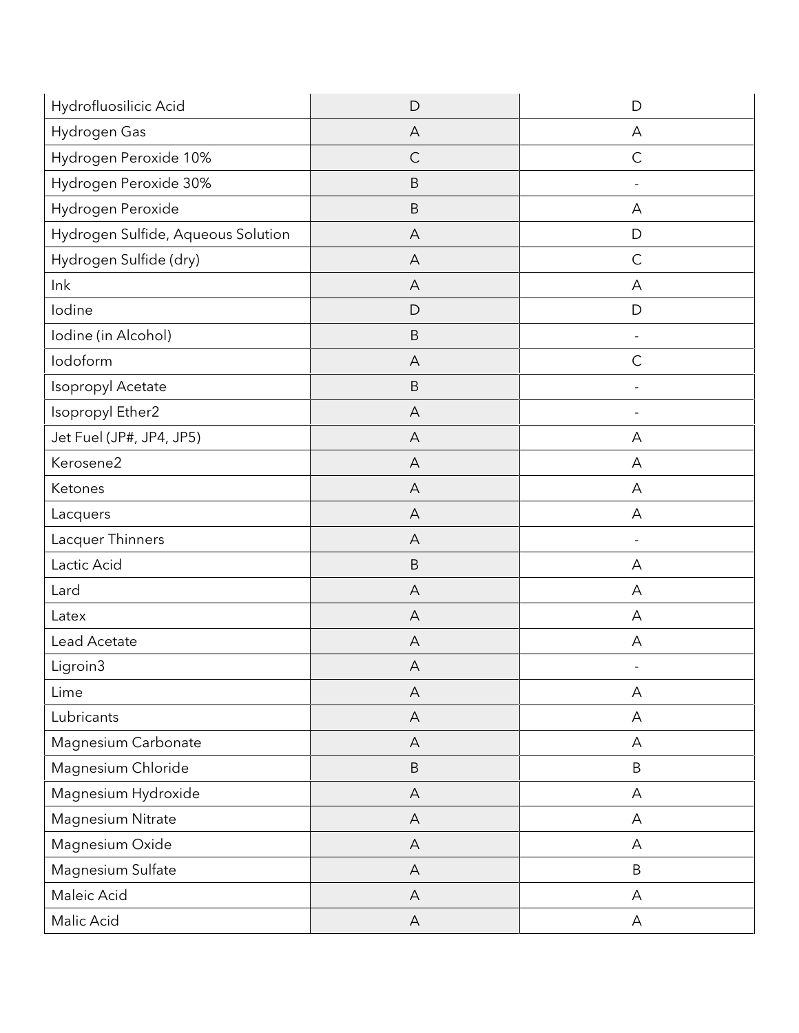| | | |
|---|---|---|
| Hydrofluosilicic Acid | D | D |
| Hydrogen Gas | A | A |
| Hydrogen Peroxide 10% | C | C |
| Hydrogen Peroxide 30% | B | - |
| Hydrogen Peroxide | B | A |
| Hydrogen Sulfide, Aqueous Solution | A | D |
| Hydrogen Sulfide (dry) | A | C |
| Ink | A | A |
| Iodine | D | D |
| Iodine (in Alcohol) | B | - |
| Iodoform | A | C |
| Isopropyl Acetate | B | - |
| Isopropyl Ether2 | A | - |
| Jet Fuel (JP#, JP4, JP5) | A | A |
| Kerosene2 | A | A |
| Ketones | A | A |
| Lacquers | A | A |
| Lacquer Thinners | A | - |
| Lactic Acid | B | A |
| Lard | A | A |
| Latex | A | A |
| Lead Acetate | A | A |
| Ligroin3 | A | - |
| Lime | A | A |
| Lubricants | A | A |
| Magnesium Carbonate | A | A |
| Magnesium Chloride | B | B |
| Magnesium Hydroxide | A | A |
| Magnesium Nitrate | A | A |
| Magnesium Oxide | A | A |
| Magnesium Sulfate | A | B |
| Maleic Acid | A | A |
| Malic Acid | A | A |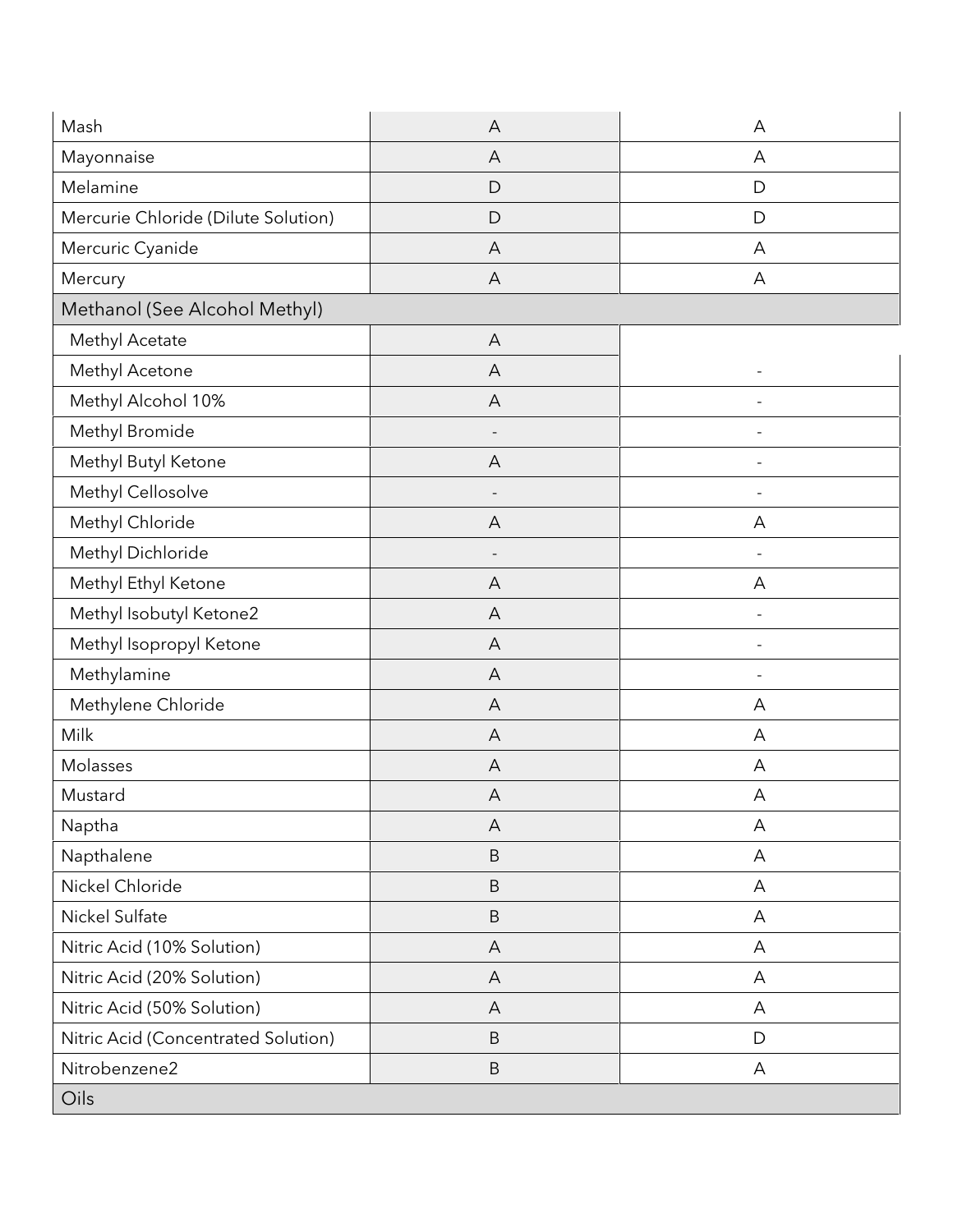| | | |
|---|---|---|
| Mash | A | A |
| Mayonnaise | A | A |
| Melamine | D | D |
| Mercurie Chloride (Dilute Solution) | D | D |
| Mercuric Cyanide | A | A |
| Mercury | A | A |
| Methanol (See Alcohol Methyl) | | |
| Methyl Acetate | A | |
| Methyl Acetone | A | - |
| Methyl Alcohol 10% | A | - |
| Methyl Bromide | - | - |
| Methyl Butyl Ketone | A | - |
| Methyl Cellosolve | - | - |
| Methyl Chloride | A | A |
| Methyl Dichloride | - | - |
| Methyl Ethyl Ketone | A | A |
| Methyl Isobutyl Ketone2 | A | - |
| Methyl Isopropyl Ketone | A | - |
| Methylamine | A | - |
| Methylene Chloride | A | A |
| Milk | A | A |
| Molasses | A | A |
| Mustard | A | A |
| Naptha | A | A |
| Napthalene | B | A |
| Nickel Chloride | B | A |
| Nickel Sulfate | B | A |
| Nitric Acid (10% Solution) | A | A |
| Nitric Acid (20% Solution) | A | A |
| Nitric Acid (50% Solution) | A | A |
| Nitric Acid (Concentrated Solution) | B | D |
| Nitrobenzene2 | B | A |
| Oils | | |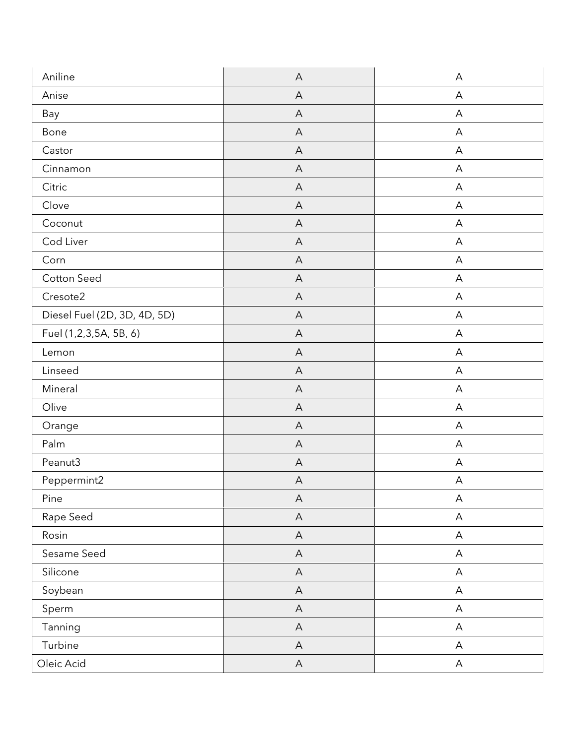| | | |
|---|---|---|
| Aniline | A | A |
| Anise | A | A |
| Bay | A | A |
| Bone | A | A |
| Castor | A | A |
| Cinnamon | A | A |
| Citric | A | A |
| Clove | A | A |
| Coconut | A | A |
| Cod Liver | A | A |
| Corn | A | A |
| Cotton Seed | A | A |
| Cresote2 | A | A |
| Diesel Fuel (2D, 3D, 4D, 5D) | A | A |
| Fuel (1,2,3,5A, 5B, 6) | A | A |
| Lemon | A | A |
| Linseed | A | A |
| Mineral | A | A |
| Olive | A | A |
| Orange | A | A |
| Palm | A | A |
| Peanut3 | A | A |
| Peppermint2 | A | A |
| Pine | A | A |
| Rape Seed | A | A |
| Rosin | A | A |
| Sesame Seed | A | A |
| Silicone | A | A |
| Soybean | A | A |
| Sperm | A | A |
| Tanning | A | A |
| Turbine | A | A |
| Oleic Acid | A | A |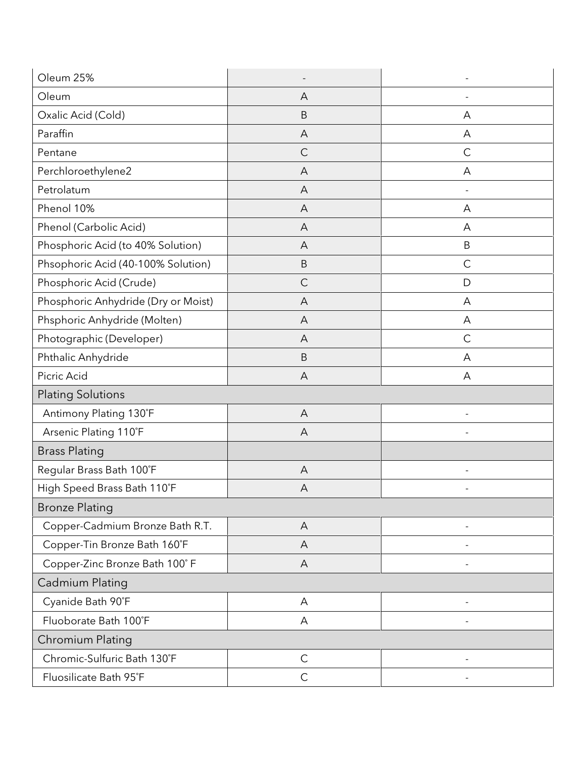| | | |
|---|---|---|
| Oleum 25% | - | - |
| Oleum | A | - |
| Oxalic Acid (Cold) | B | A |
| Paraffin | A | A |
| Pentane | C | C |
| Perchloroethylene2 | A | A |
| Petrolatum | A | - |
| Phenol 10% | A | A |
| Phenol (Carbolic Acid) | A | A |
| Phosphoric Acid (to 40% Solution) | A | B |
| Phsophoric Acid (40-100% Solution) | B | C |
| Phosphoric Acid (Crude) | C | D |
| Phosphoric Anhydride (Dry or Moist) | A | A |
| Phsphoric Anhydride (Molten) | A | A |
| Photographic (Developer) | A | C |
| Phthalic Anhydride | B | A |
| Picric Acid | A | A |
| Plating Solutions | | |
| Antimony Plating 130˚F | A | - |
| Arsenic Plating 110˚F | A | - |
| Brass Plating | | |
| Regular Brass Bath 100˚F | A | - |
| High Speed Brass Bath 110˚F | A | - |
| Bronze Plating | | |
| Copper-Cadmium Bronze Bath R.T. | A | - |
| Copper-Tin Bronze Bath 160˚F | A | - |
| Copper-Zinc Bronze Bath 100˚ F | A | - |
| Cadmium Plating | | |
| Cyanide Bath 90˚F | A | - |
| Fluoborate Bath 100˚F | A | - |
| Chromium Plating | | |
| Chromic-Sulfuric Bath 130˚F | C | - |
| Fluosilicate Bath 95˚F | C | - |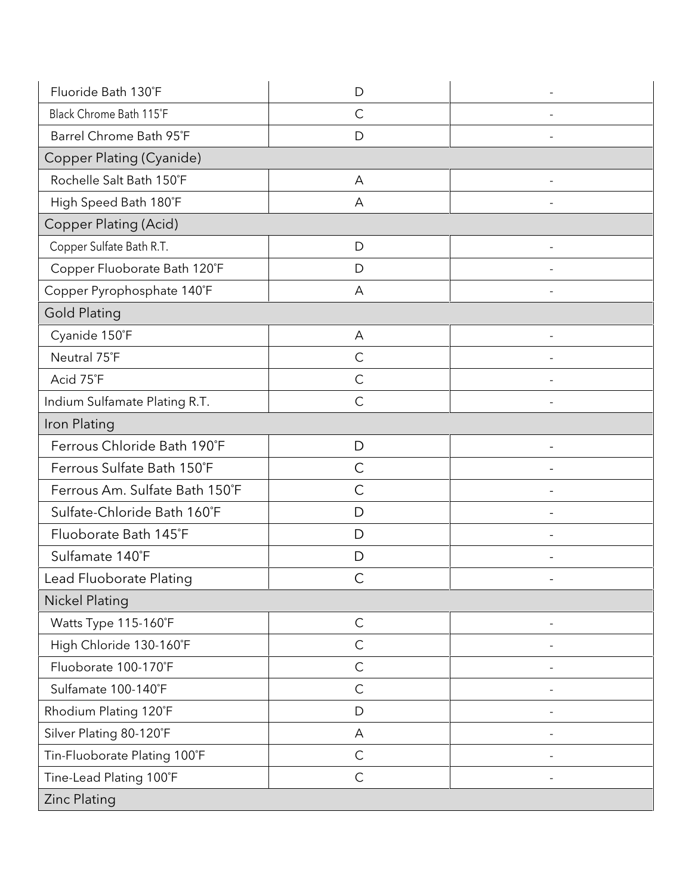| | | |
|---|---|---|
| Fluoride Bath 130˚F | D | - |
| Black Chrome Bath 115˚F | C | - |
| Barrel Chrome Bath 95˚F | D | - |
| Copper Plating (Cyanide) | | |
| Rochelle Salt Bath 150˚F | A | - |
| High Speed Bath 180˚F | A | - |
| Copper Plating (Acid) | | |
| Copper Sulfate Bath R.T. | D | - |
| Copper Fluoborate Bath 120˚F | D | - |
| Copper Pyrophosphate 140˚F | A | - |
| Gold Plating | | |
| Cyanide 150˚F | A | - |
| Neutral 75˚F | C | - |
| Acid 75˚F | C | - |
| Indium Sulfamate Plating R.T. | C | - |
| Iron Plating | | |
| Ferrous Chloride Bath 190˚F | D | - |
| Ferrous Sulfate Bath 150˚F | C | - |
| Ferrous Am. Sulfate Bath 150˚F | C | - |
| Sulfate-Chloride Bath 160˚F | D | - |
| Fluoborate Bath 145˚F | D | - |
| Sulfamate 140˚F | D | - |
| Lead Fluoborate Plating | C | - |
| Nickel Plating | | |
| Watts Type 115-160˚F | C | - |
| High Chloride 130-160˚F | C | - |
| Fluoborate 100-170˚F | C | - |
| Sulfamate 100-140˚F | C | - |
| Rhodium Plating 120˚F | D | - |
| Silver Plating 80-120˚F | A | - |
| Tin-Fluoborate Plating 100˚F | C | - |
| Tine-Lead Plating 100˚F | C | - |
| Zinc Plating | | |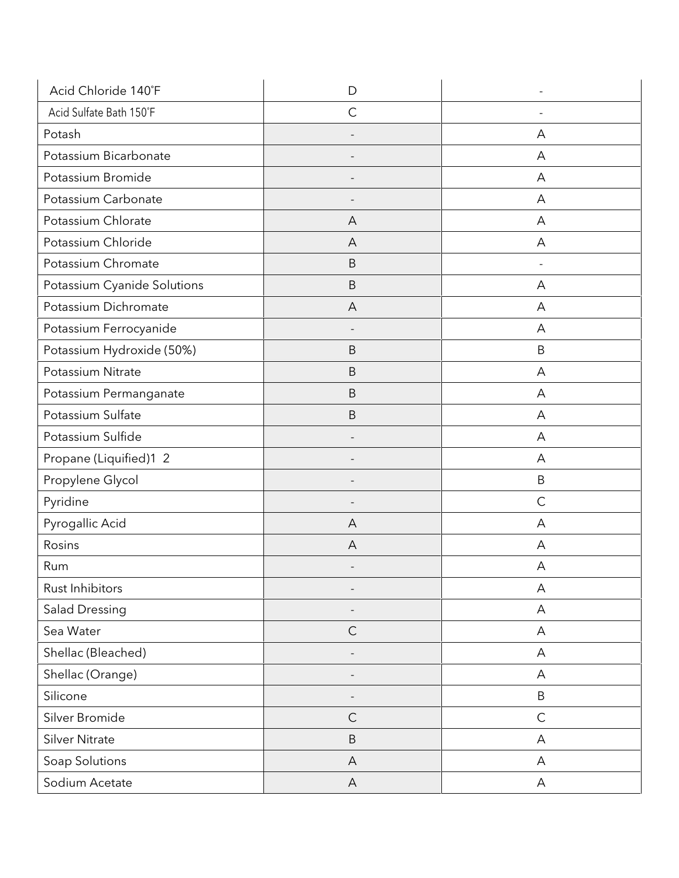| | | |
|---|---|---|
| Acid Chloride 140˚F | D | - |
| Acid Sulfate Bath 150˚F | C | - |
| Potash | - | A |
| Potassium Bicarbonate | - | A |
| Potassium Bromide | - | A |
| Potassium Carbonate | - | A |
| Potassium Chlorate | A | A |
| Potassium Chloride | A | A |
| Potassium Chromate | B | - |
| Potassium Cyanide Solutions | B | A |
| Potassium Dichromate | A | A |
| Potassium Ferrocyanide | - | A |
| Potassium Hydroxide (50%) | B | B |
| Potassium Nitrate | B | A |
| Potassium Permanganate | B | A |
| Potassium Sulfate | B | A |
| Potassium Sulfide | - | A |
| Propane (Liquified)1 2 | - | A |
| Propylene Glycol | - | B |
| Pyridine | - | C |
| Pyrogallic Acid | A | A |
| Rosins | A | A |
| Rum | - | A |
| Rust Inhibitors | - | A |
| Salad Dressing | - | A |
| Sea Water | C | A |
| Shellac (Bleached) | - | A |
| Shellac (Orange) | - | A |
| Silicone | - | B |
| Silver Bromide | C | C |
| Silver Nitrate | B | A |
| Soap Solutions | A | A |
| Sodium Acetate | A | A |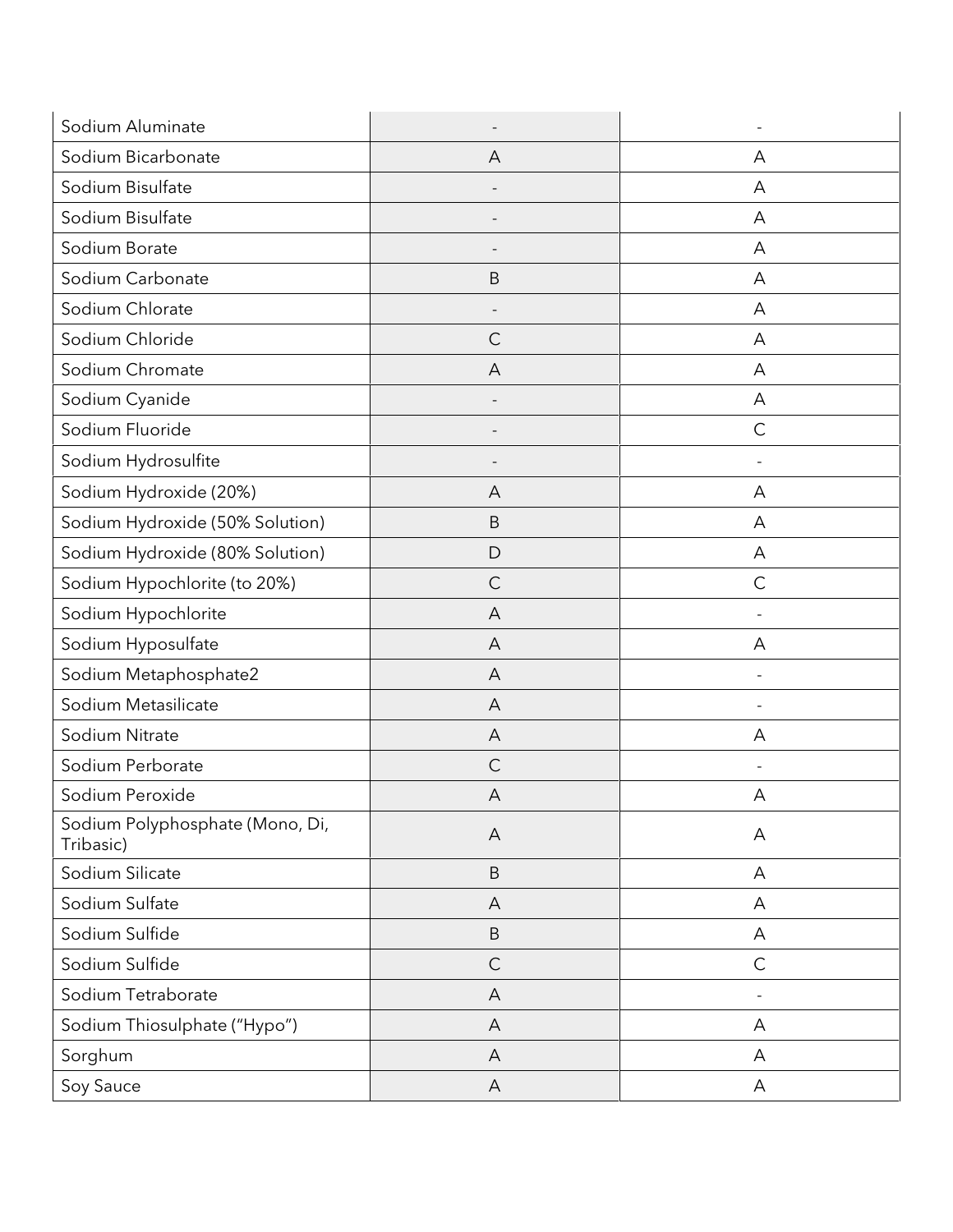| | | |
|---|---|---|
| Sodium Aluminate | - | - |
| Sodium Bicarbonate | A | A |
| Sodium Bisulfate | - | A |
| Sodium Bisulfate | - | A |
| Sodium Borate | - | A |
| Sodium Carbonate | B | A |
| Sodium Chlorate | - | A |
| Sodium Chloride | C | A |
| Sodium Chromate | A | A |
| Sodium Cyanide | - | A |
| Sodium Fluoride | - | C |
| Sodium Hydrosulfite | - | - |
| Sodium Hydroxide (20%) | A | A |
| Sodium Hydroxide (50% Solution) | B | A |
| Sodium Hydroxide (80% Solution) | D | A |
| Sodium Hypochlorite (to 20%) | C | C |
| Sodium Hypochlorite | A | - |
| Sodium Hyposulfate | A | A |
| Sodium Metaphosphate2 | A | - |
| Sodium Metasilicate | A | - |
| Sodium Nitrate | A | A |
| Sodium Perborate | C | - |
| Sodium Peroxide | A | A |
| Sodium Polyphosphate (Mono, Di, Tribasic) | A | A |
| Sodium Silicate | B | A |
| Sodium Sulfate | A | A |
| Sodium Sulfide | B | A |
| Sodium Sulfide | C | C |
| Sodium Tetraborate | A | - |
| Sodium Thiosulphate ("Hypo") | A | A |
| Sorghum | A | A |
| Soy Sauce | A | A |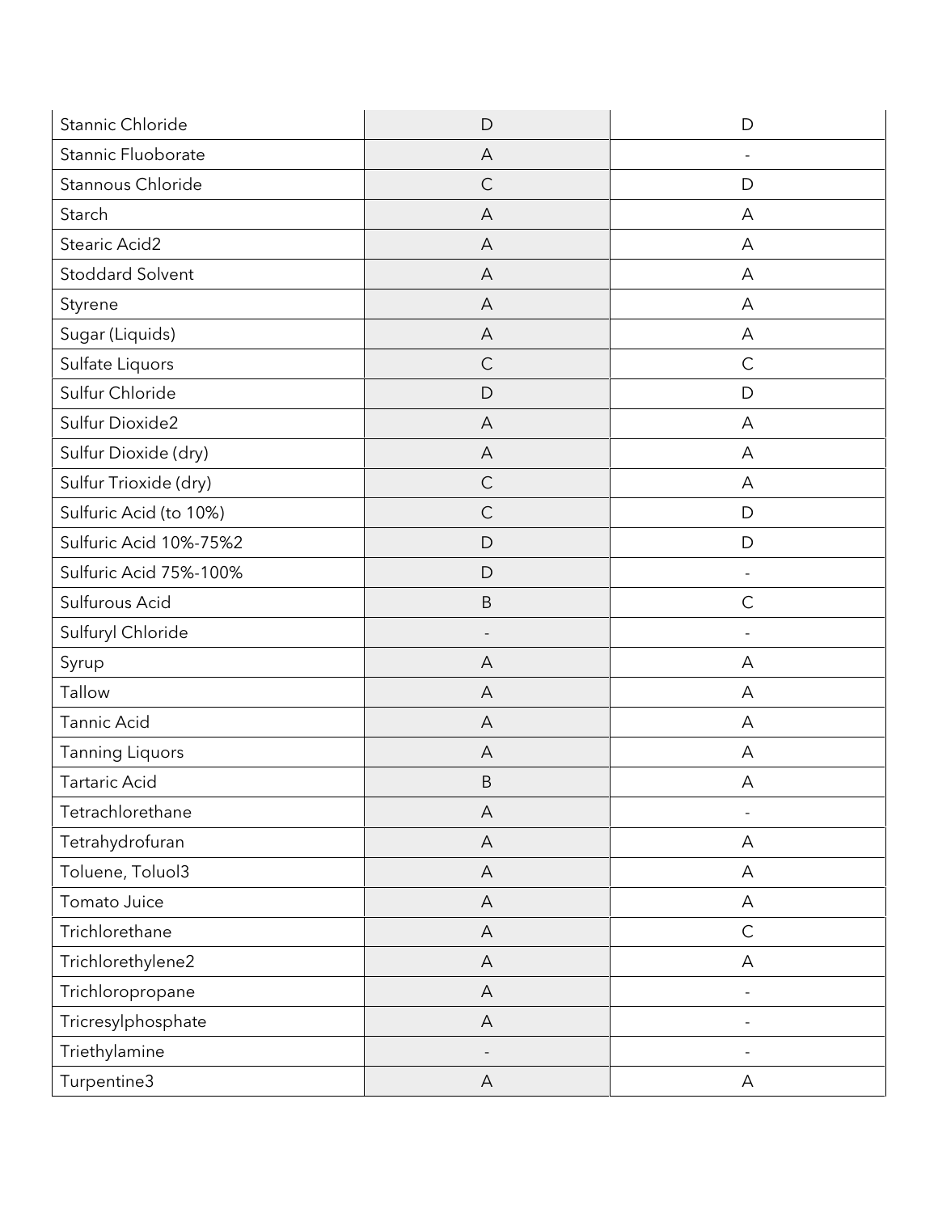| Stannic Chloride | D | D |
|---|---|---|
| Stannic Fluoborate | A | - |
| Stannous Chloride | C | D |
| Starch | A | A |
| Stearic Acid2 | A | A |
| Stoddard Solvent | A | A |
| Styrene | A | A |
| Sugar (Liquids) | A | A |
| Sulfate Liquors | C | C |
| Sulfur Chloride | D | D |
| Sulfur Dioxide2 | A | A |
| Sulfur Dioxide (dry) | A | A |
| Sulfur Trioxide (dry) | C | A |
| Sulfuric Acid (to 10%) | C | D |
| Sulfuric Acid 10%-75%2 | D | D |
| Sulfuric Acid 75%-100% | D | - |
| Sulfurous Acid | B | C |
| Sulfuryl Chloride | - | - |
| Syrup | A | A |
| Tallow | A | A |
| Tannic Acid | A | A |
| Tanning Liquors | A | A |
| Tartaric Acid | B | A |
| Tetrachlorethane | A | - |
| Tetrahydrofuran | A | A |
| Toluene, Toluol3 | A | A |
| Tomato Juice | A | A |
| Trichlorethane | A | C |
| Trichlorethylene2 | A | A |
| Trichloropropane | A | - |
| Tricresylphosphate | A | - |
| Triethylamine | - | - |
| Turpentine3 | A | A |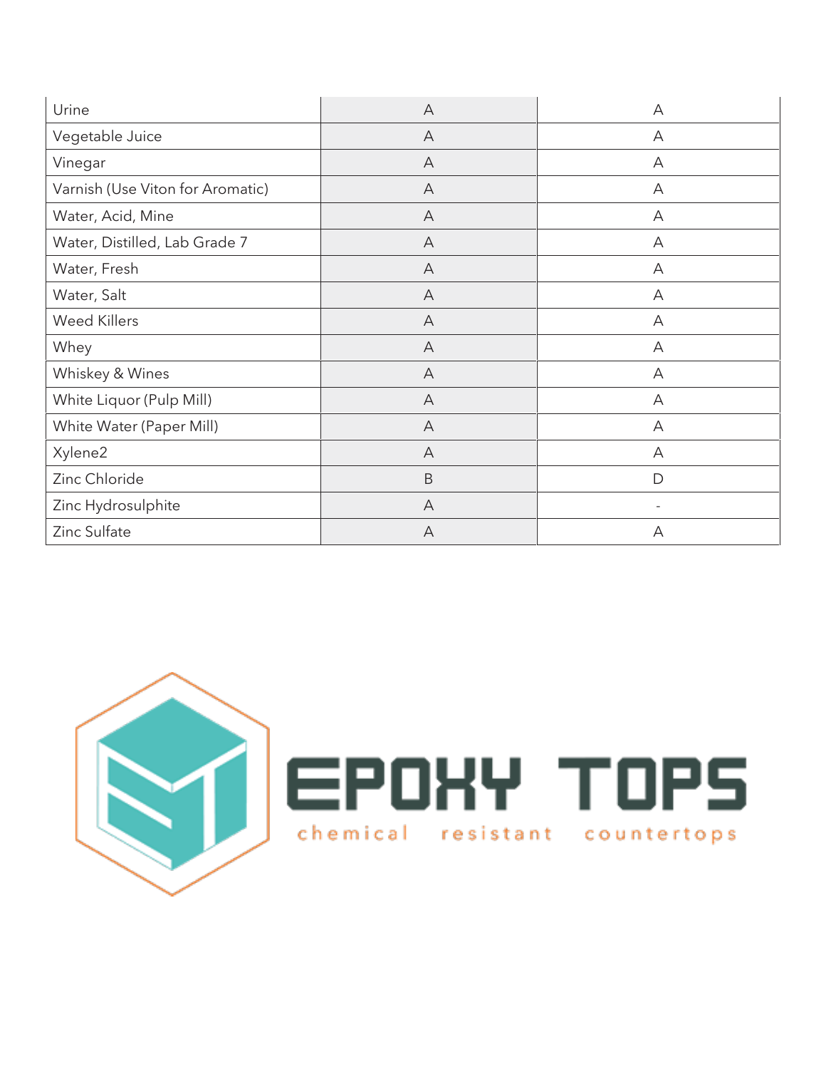| | | |
|---|---|---|
| Urine | A | A |
| Vegetable Juice | A | A |
| Vinegar | A | A |
| Varnish (Use Viton for Aromatic) | A | A |
| Water, Acid, Mine | A | A |
| Water, Distilled, Lab Grade 7 | A | A |
| Water, Fresh | A | A |
| Water, Salt | A | A |
| Weed Killers | A | A |
| Whey | A | A |
| Whiskey & Wines | A | A |
| White Liquor (Pulp Mill) | A | A |
| White Water (Paper Mill) | A | A |
| Xylene2 | A | A |
| Zinc Chloride | B | D |
| Zinc Hydrosulphite | A | - |
| Zinc Sulfate | A | A |

EPOXY TOPS

chemical resistant countertops